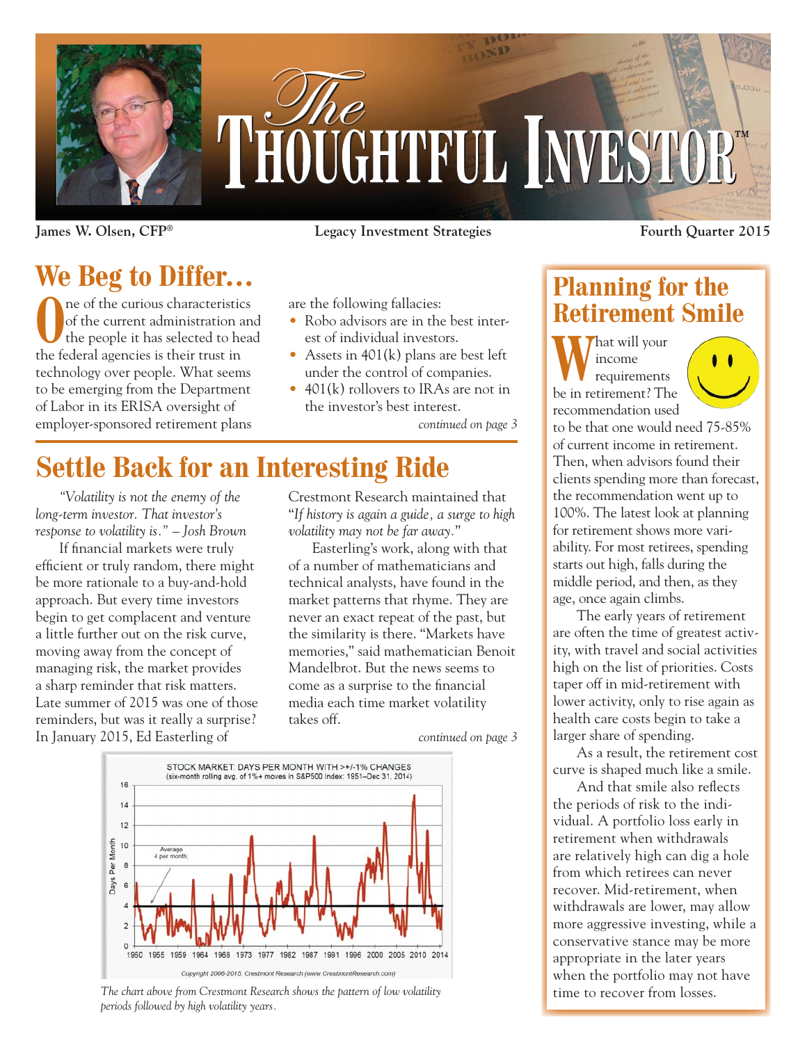# The Thoughtful Investor™

**James W. Olsen, CFP®** | **Legacy Investment Strategies** | **Fourth Quarter 2015**

## We Beg to Differ…

One of the curious characteristics of the current administration and the people it has selected to head the federal agencies is their trust in technology over people. What seems to be emerging from the Department of Labor in its ERISA oversight of employer-sponsored retirement plans are the following fallacies:

- Robo advisors are in the best interest of individual investors.
- Assets in 401(k) plans are best left under the control of companies.
- 401(k) rollovers to IRAs are not in the investor's best interest.

*continued on page 3*

## Settle Back for an Interesting Ride

*"Volatility is not the enemy of the long-term investor. That investor's response to volatility is." – Josh Brown*

If financial markets were truly efficient or truly random, there might be more rationale to a buy-and-hold approach. But every time investors begin to get complacent and venture a little further out on the risk curve, moving away from the concept of managing risk, the market provides a sharp reminder that risk matters. Late summer of 2015 was one of those reminders, but was it really a surprise? In January 2015, Ed Easterling of Crestmont Research maintained that "*If history is again a guide, a surge to high volatility may not be far away.*"

Easterling's work, along with that of a number of mathematicians and technical analysts, have found in the market patterns that rhyme. They are never an exact repeat of the past, but the similarity is there. "Markets have memories," said mathematician Benoit Mandelbrot. But the news seems to come as a surprise to the financial media each time market volatility takes off.

*continued on page 3*

STOCK MARKET: DAYS PER MONTH WITH >+/-1% CHANGES
(six-month rolling avg. of 1%+ moves in S&P500 Index: 1951–Dec 31, 2014)

Average 4 per month

Copyright 2006-2015, Crestmont Research (www.CrestmontResearch.com)

*The chart above from Crestmont Research shows the pattern of low volatility periods followed by high volatility years.*

## Planning for the Retirement Smile

What will your income requirements be in retirement? The recommendation used to be that one would need 75-85% of current income in retirement. Then, when advisors found their clients spending more than forecast, the recommendation went up to 100%. The latest look at planning for retirement shows more variability. For most retirees, spending starts out high, falls during the middle period, and then, as they age, once again climbs.

The early years of retirement are often the time of greatest activity, with travel and social activities high on the list of priorities. Costs taper off in mid-retirement with lower activity, only to rise again as health care costs begin to take a larger share of spending.

As a result, the retirement cost curve is shaped much like a smile.

And that smile also reflects the periods of risk to the individual. A portfolio loss early in retirement when withdrawals are relatively high can dig a hole from which retirees can never recover. Mid-retirement, when withdrawals are lower, may allow more aggressive investing, while a conservative stance may be more appropriate in the later years when the portfolio may not have time to recover from losses.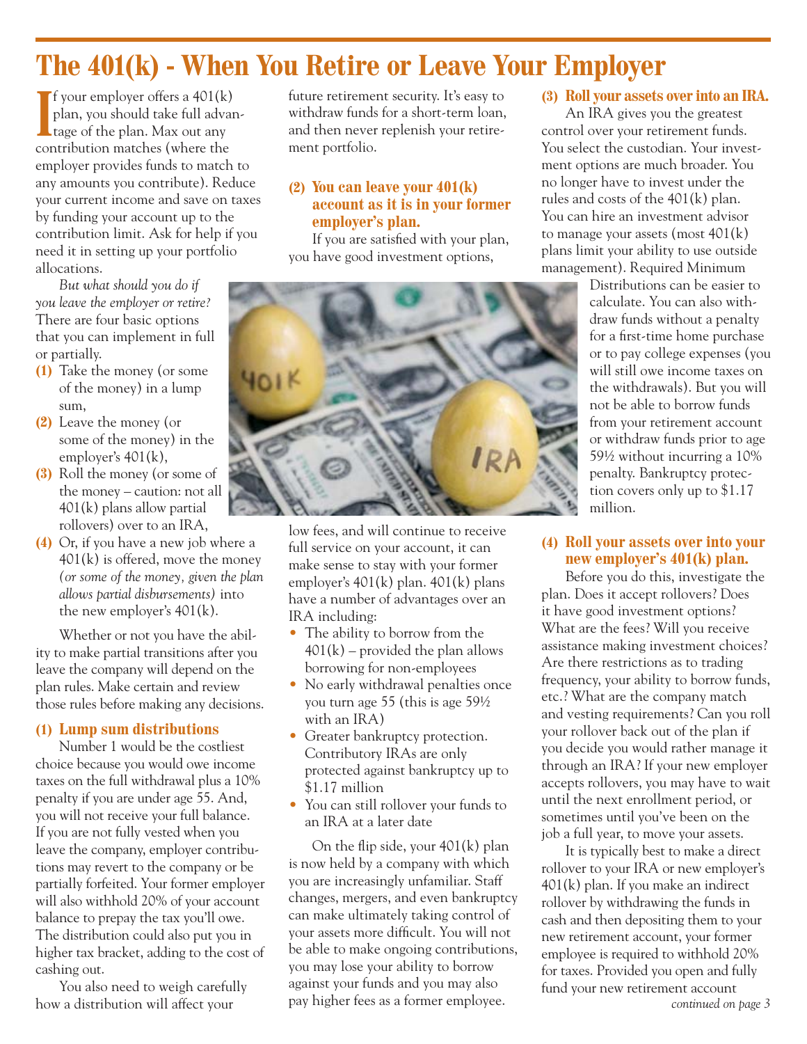# The 401(k) - When You Retire or Leave Your Employer

If your employer offers a 401(k) plan, you should take full advantage of the plan. Max out any contribution matches (where the employer provides funds to match to any amounts you contribute). Reduce your current income and save on taxes by funding your account up to the contribution limit. Ask for help if you need it in setting up your portfolio allocations.

*But what should you do if you leave the employer or retire?* There are four basic options that you can implement in full or partially.

**(1)** Take the money (or some of the money) in a lump sum,

**(2)** Leave the money (or some of the money) in the employer's 401(k),

**(3)** Roll the money (or some of the money – caution: not all 401(k) plans allow partial rollovers) over to an IRA,

**(4)** Or, if you have a new job where a 401(k) is offered, move the money *(or some of the money, given the plan allows partial disbursements)* into the new employer's 401(k).

Whether or not you have the ability to make partial transitions after you leave the company will depend on the plan rules. Make certain and review those rules before making any decisions.

### (1) Lump sum distributions

Number 1 would be the costliest choice because you would owe income taxes on the full withdrawal plus a 10% penalty if you are under age 55. And, you will not receive your full balance. If you are not fully vested when you leave the company, employer contributions may revert to the company or be partially forfeited. Your former employer will also withhold 20% of your account balance to prepay the tax you'll owe. The distribution could also put you in higher tax bracket, adding to the cost of cashing out.

You also need to weigh carefully how a distribution will affect your future retirement security. It's easy to withdraw funds for a short-term loan, and then never replenish your retirement portfolio.

### (2) You can leave your 401(k) account as it is in your former employer's plan.

If you are satisfied with your plan, you have good investment options, low fees, and will continue to receive full service on your account, it can make sense to stay with your former employer's 401(k) plan. 401(k) plans have a number of advantages over an IRA including:

- The ability to borrow from the 401(k) – provided the plan allows borrowing for non-employees
- No early withdrawal penalties once you turn age 55 (this is age 59½ with an IRA)
- Greater bankruptcy protection. Contributory IRAs are only protected against bankruptcy up to $1.17 million
- You can still rollover your funds to an IRA at a later date

On the flip side, your 401(k) plan is now held by a company with which you are increasingly unfamiliar. Staff changes, mergers, and even bankruptcy can make ultimately taking control of your assets more difficult. You will not be able to make ongoing contributions, you may lose your ability to borrow against your funds and you may also pay higher fees as a former employee.

### (3) Roll your assets over into an IRA.

An IRA gives you the greatest control over your retirement funds. You select the custodian. Your investment options are much broader. You no longer have to invest under the rules and costs of the 401(k) plan. You can hire an investment advisor to manage your assets (most 401(k) plans limit your ability to use outside management). Required Minimum Distributions can be easier to calculate. You can also withdraw funds without a penalty for a first-time home purchase or to pay college expenses (you will still owe income taxes on the withdrawals). But you will not be able to borrow funds from your retirement account or withdraw funds prior to age 59½ without incurring a 10% penalty. Bankruptcy protection covers only up to $1.17 million.

### (4) Roll your assets over into your new employer's 401(k) plan.

Before you do this, investigate the plan. Does it accept rollovers? Does it have good investment options? What are the fees? Will you receive assistance making investment choices? Are there restrictions as to trading frequency, your ability to borrow funds, etc.? What are the company match and vesting requirements? Can you roll your rollover back out of the plan if you decide you would rather manage it through an IRA? If your new employer accepts rollovers, you may have to wait until the next enrollment period, or sometimes until you've been on the job a full year, to move your assets.

It is typically best to make a direct rollover to your IRA or new employer's 401(k) plan. If you make an indirect rollover by withdrawing the funds in cash and then depositing them to your new retirement account, your former employee is required to withhold 20% for taxes. Provided you open and fully fund your new retirement account

*continued on page 3*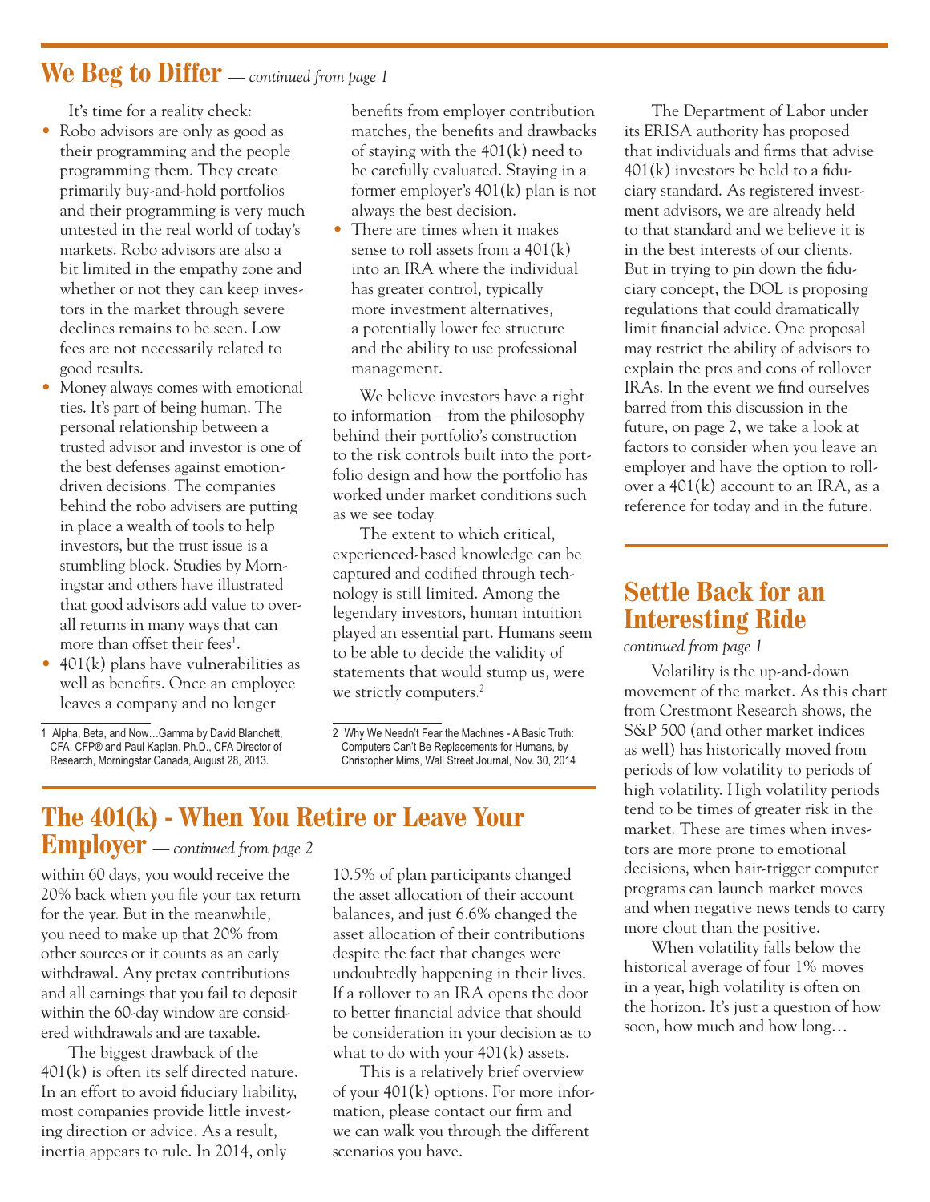## We Beg to Differ *— continued from page 1*

It's time for a reality check:

- Robo advisors are only as good as their programming and the people programming them. They create primarily buy-and-hold portfolios and their programming is very much untested in the real world of today's markets. Robo advisors are also a bit limited in the empathy zone and whether or not they can keep investors in the market through severe declines remains to be seen. Low fees are not necessarily related to good results.
- Money always comes with emotional ties. It's part of being human. The personal relationship between a trusted advisor and investor is one of the best defenses against emotion-driven decisions. The companies behind the robo advisers are putting in place a wealth of tools to help investors, but the trust issue is a stumbling block. Studies by Morningstar and others have illustrated that good advisors add value to overall returns in many ways that can more than offset their fees[1].
- 401(k) plans have vulnerabilities as well as benefits. Once an employee leaves a company and no longer benefits from employer contribution matches, the benefits and drawbacks of staying with the 401(k) need to be carefully evaluated. Staying in a former employer's 401(k) plan is not always the best decision.
- There are times when it makes sense to roll assets from a 401(k) into an IRA where the individual has greater control, typically more investment alternatives, a potentially lower fee structure and the ability to use professional management.

We believe investors have a right to information – from the philosophy behind their portfolio's construction to the risk controls built into the portfolio design and how the portfolio has worked under market conditions such as we see today.

The extent to which critical, experienced-based knowledge can be captured and codified through technology is still limited. Among the legendary investors, human intuition played an essential part. Humans seem to be able to decide the validity of statements that would stump us, were we strictly computers.[2]

The Department of Labor under its ERISA authority has proposed that individuals and firms that advise 401(k) investors be held to a fiduciary standard. As registered investment advisors, we are already held to that standard and we believe it is in the best interests of our clients. But in trying to pin down the fiduciary concept, the DOL is proposing regulations that could dramatically limit financial advice. One proposal may restrict the ability of advisors to explain the pros and cons of rollover IRAs. In the event we find ourselves barred from this discussion in the future, on page 2, we take a look at factors to consider when you leave an employer and have the option to rollover a 401(k) account to an IRA, as a reference for today and in the future.

1 Alpha, Beta, and Now…Gamma by David Blanchett, CFA, CFP® and Paul Kaplan, Ph.D., CFA Director of Research, Morningstar Canada, August 28, 2013.

2 Why We Needn't Fear the Machines - A Basic Truth: Computers Can't Be Replacements for Humans, by Christopher Mims, Wall Street Journal, Nov. 30, 2014

## The 401(k) - When You Retire or Leave Your Employer *— continued from page 2*

within 60 days, you would receive the 20% back when you file your tax return for the year. But in the meanwhile, you need to make up that 20% from other sources or it counts as an early withdrawal. Any pretax contributions and all earnings that you fail to deposit within the 60-day window are considered withdrawals and are taxable.

The biggest drawback of the 401(k) is often its self directed nature. In an effort to avoid fiduciary liability, most companies provide little investing direction or advice. As a result, inertia appears to rule. In 2014, only 10.5% of plan participants changed the asset allocation of their account balances, and just 6.6% changed the asset allocation of their contributions despite the fact that changes were undoubtedly happening in their lives. If a rollover to an IRA opens the door to better financial advice that should be consideration in your decision as to what to do with your 401(k) assets.

This is a relatively brief overview of your 401(k) options. For more information, please contact our firm and we can walk you through the different scenarios you have.

## Settle Back for an Interesting Ride

*continued from page 1*

Volatility is the up-and-down movement of the market. As this chart from Crestmont Research shows, the S&P 500 (and other market indices as well) has historically moved from periods of low volatility to periods of high volatility. High volatility periods tend to be times of greater risk in the market. These are times when investors are more prone to emotional decisions, when hair-trigger computer programs can launch market moves and when negative news tends to carry more clout than the positive.

When volatility falls below the historical average of four 1% moves in a year, high volatility is often on the horizon. It's just a question of how soon, how much and how long…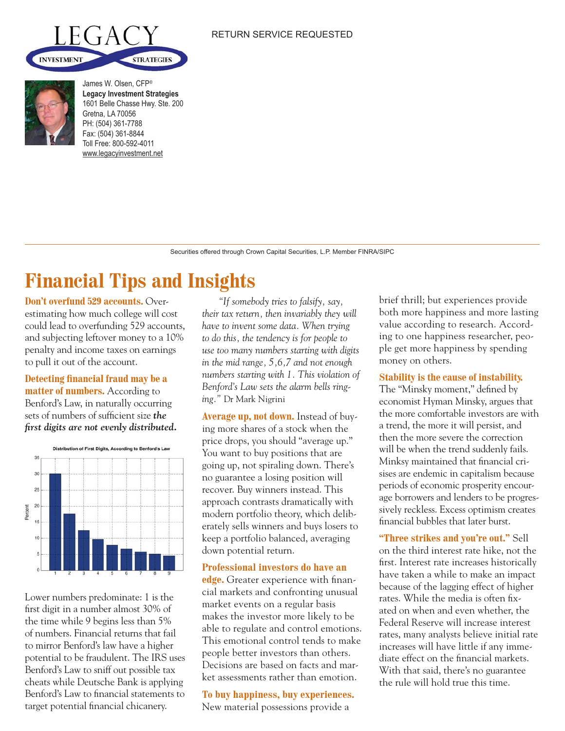# LEGACY

INVESTMENT STRATEGIES

RETURN SERVICE REQUESTED

James W. Olsen, CFP®
**Legacy Investment Strategies**
1601 Belle Chasse Hwy. Ste. 200
Gretna, LA 70056
PH: (504) 361-7788
Fax: (504) 361-8844
Toll Free: 800-592-4011
www.legacyinvestment.net

Securities offered through Crown Capital Securities, L.P. Member FINRA/SIPC

# Financial Tips and Insights

**Don't overfund 529 accounts.** Overestimating how much college will cost could lead to overfunding 529 accounts, and subjecting leftover money to a 10% penalty and income taxes on earnings to pull it out of the account.

**Detecting financial fraud may be a matter of numbers.** According to Benford's Law, in naturally occurring sets of numbers of sufficient size ***the first digits are not evenly distributed.***

Distribution of First Digits, According to Benford's Law

Percent

35
30
25
20
15
10
5
0

1 2 3 4 5 6 7 8 9

Lower numbers predominate: 1 is the first digit in a number almost 30% of the time while 9 begins less than 5% of numbers. Financial returns that fail to mirror Benford's law have a higher potential to be fraudulent. The IRS uses Benford's Law to sniff out possible tax cheats while Deutsche Bank is applying Benford's Law to financial statements to target potential financial chicanery.

*"If somebody tries to falsify, say, their tax return, then invariably they will have to invent some data. When trying to do this, the tendency is for people to use too many numbers starting with digits in the mid range, 5,6,7 and not enough numbers starting with 1. This violation of Benford's Law sets the alarm bells ringing."* Dr Mark Nigrini

**Average up, not down.** Instead of buying more shares of a stock when the price drops, you should "average up." You want to buy positions that are going up, not spiraling down. There's no guarantee a losing position will recover. Buy winners instead. This approach contrasts dramatically with modern portfolio theory, which deliberately sells winners and buys losers to keep a portfolio balanced, averaging down potential return.

**Professional investors do have an edge.** Greater experience with financial markets and confronting unusual market events on a regular basis makes the investor more likely to be able to regulate and control emotions. This emotional control tends to make people better investors than others. Decisions are based on facts and market assessments rather than emotion.

**To buy happiness, buy experiences.** New material possessions provide a brief thrill; but experiences provide both more happiness and more lasting value according to research. According to one happiness researcher, people get more happiness by spending money on others.

**Stability is the cause of instability.** The "Minsky moment," defined by economist Hyman Minsky, argues that the more comfortable investors are with a trend, the more it will persist, and then the more severe the correction will be when the trend suddenly fails. Minksy maintained that financial crises are endemic in capitalism because periods of economic prosperity encourage borrowers and lenders to be progressively reckless. Excess optimism creates financial bubbles that later burst.

**"Three strikes and you're out."** Sell on the third interest rate hike, not the first. Interest rate increases historically have taken a while to make an impact because of the lagging effect of higher rates. While the media is often fixated on when and even whether, the Federal Reserve will increase interest rates, many analysts believe initial rate increases will have little if any immediate effect on the financial markets. With that said, there's no guarantee the rule will hold true this time.